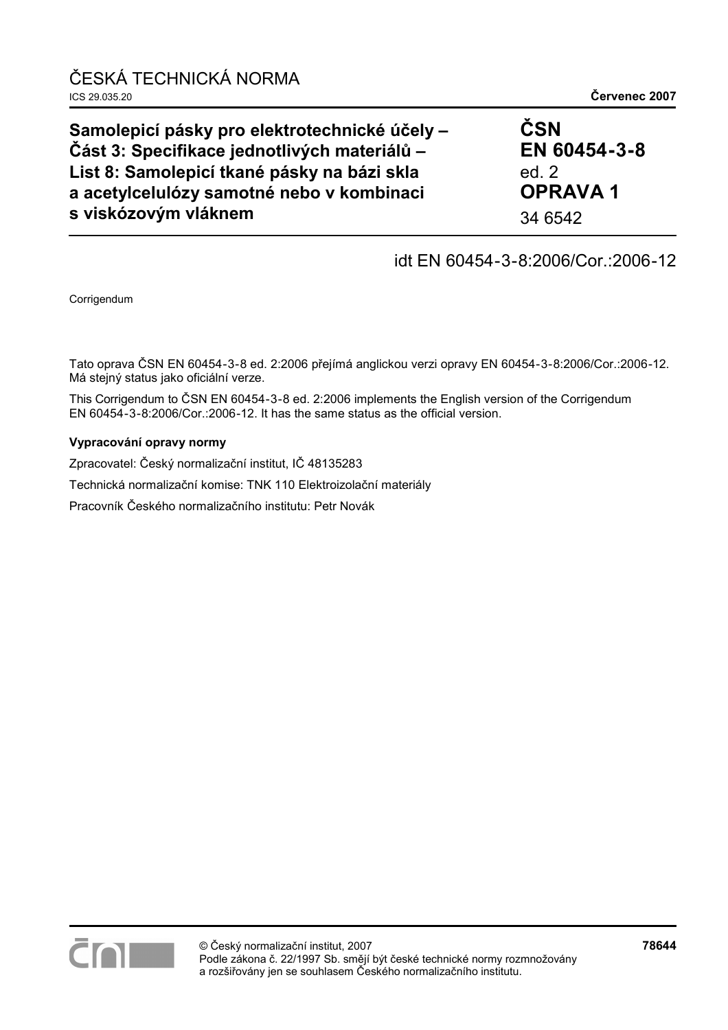ČESKÁ TECHNICKÁ NORMA

ICS 29.035.20 **Červenec 2007**

| **Samolepicí pásky pro elektrotechnické účely – Část 3: Specifikace jednotlivých materiálů – List 8: Samolepicí tkané pásky na bázi skla a acetylcelulózy samotné nebo v kombinaci s viskózovým vláknem** | **ČSN EN 60454-3-8** ed. 2 **OPRAVA 1** 34 6542 |
|---|---|

idt EN 60454-3-8:2006/Cor.:2006-12

Corrigendum

Tato oprava ČSN EN 60454-3-8 ed. 2:2006 přejímá anglickou verzi opravy EN 60454-3-8:2006/Cor.:2006-12. Má stejný status jako oficiální verze.

This Corrigendum to ČSN EN 60454-3-8 ed. 2:2006 implements the English version of the Corrigendum EN 60454-3-8:2006/Cor.:2006-12. It has the same status as the official version.

**Vypracování opravy normy**

Zpracovatel: Český normalizační institut, IČ 48135283

Technická normalizační komise: TNK 110 Elektroizolační materiály

Pracovník Českého normalizačního institutu: Petr Novák

© Český normalizační institut, 2007
Podle zákona č. 22/1997 Sb. smějí být české technické normy rozmnožovány a rozšiřovány jen se souhlasem Českého normalizačního institutu.

**78644**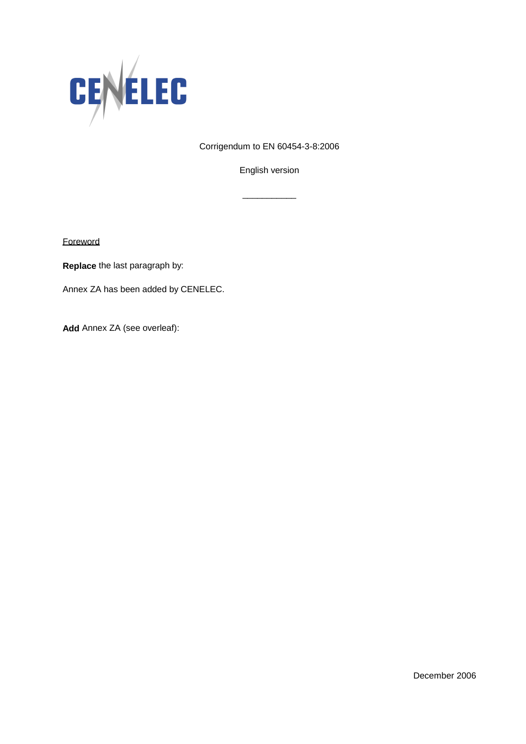CENELEC

Corrigendum to EN 60454-3-8:2006

English version

___________

Foreword

**Replace** the last paragraph by:

Annex ZA has been added by CENELEC.

**Add** Annex ZA (see overleaf):

December 2006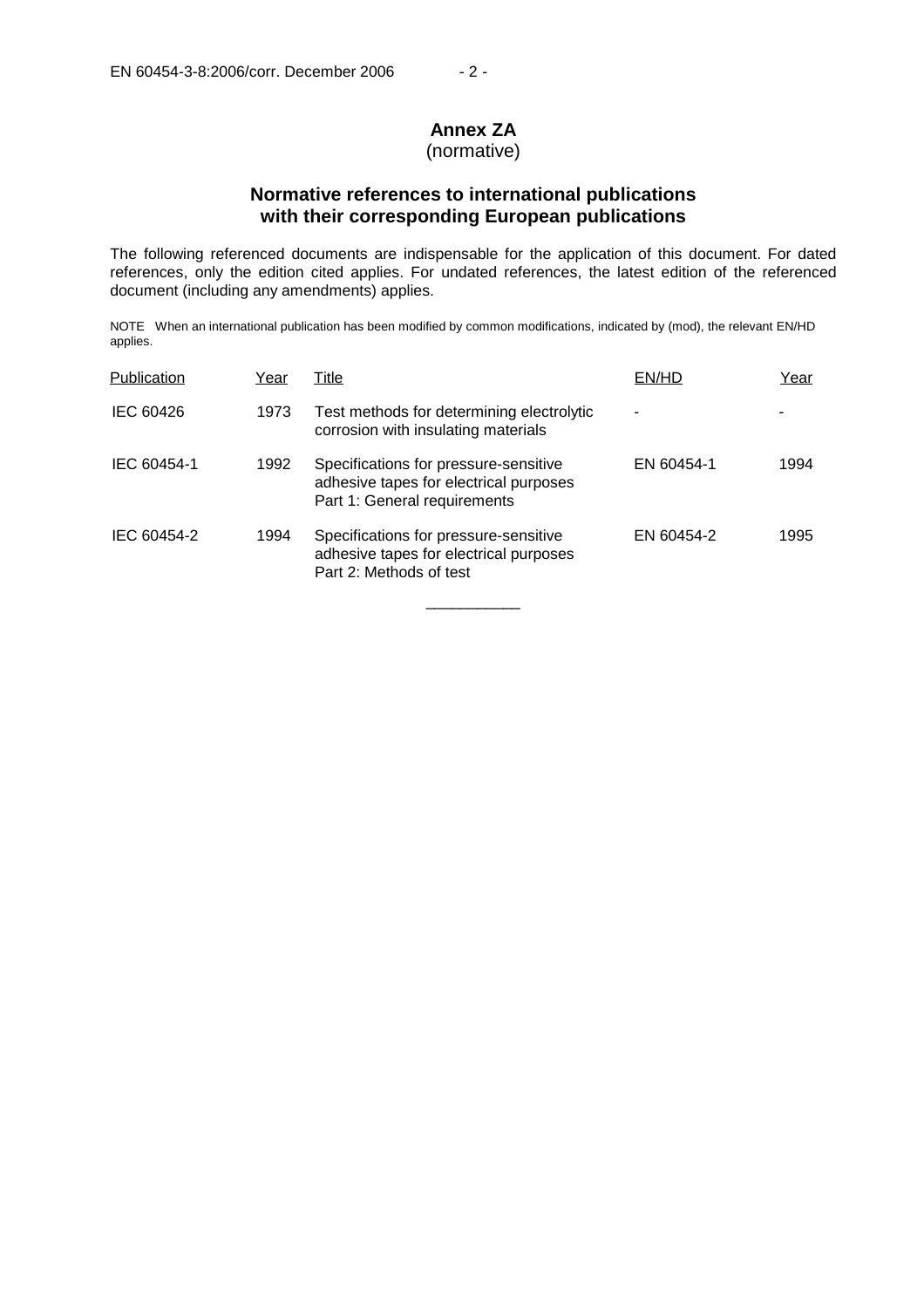# Annex ZA
(normative)

## Normative references to international publications with their corresponding European publications

The following referenced documents are indispensable for the application of this document. For dated references, only the edition cited applies. For undated references, the latest edition of the referenced document (including any amendments) applies.

NOTE When an international publication has been modified by common modifications, indicated by (mod), the relevant EN/HD applies.

| Publication | Year | Title | EN/HD | Year |
|---|---|---|---|---|
| IEC 60426 | 1973 | Test methods for determining electrolytic corrosion with insulating materials | - | - |
| IEC 60454-1 | 1992 | Specifications for pressure-sensitive adhesive tapes for electrical purposes Part 1: General requirements | EN 60454-1 | 1994 |
| IEC 60454-2 | 1994 | Specifications for pressure-sensitive adhesive tapes for electrical purposes Part 2: Methods of test | EN 60454-2 | 1995 |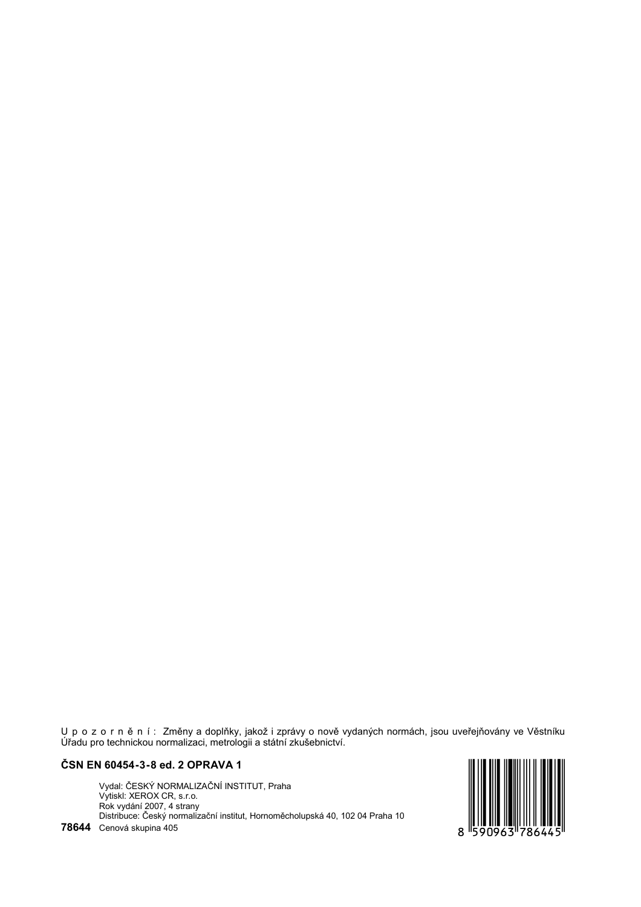U p o z o r n ě n í : Změny a doplňky, jakož i zprávy o nově vydaných normách, jsou uveřejňovány ve Věstníku Úřadu pro technickou normalizaci, metrologii a státní zkušebnictví.

**ČSN EN 60454-3-8 ed. 2 OPRAVA 1**

Vydal: ČESKÝ NORMALIZAČNÍ INSTITUT, Praha
Vytiskl: XEROX CR, s.r.o.
Rok vydání 2007, 4 strany
Distribuce: Český normalizační institut, Hornoměcholupská 40, 102 04 Praha 10

**78644** Cenová skupina 405

8 590963 786445